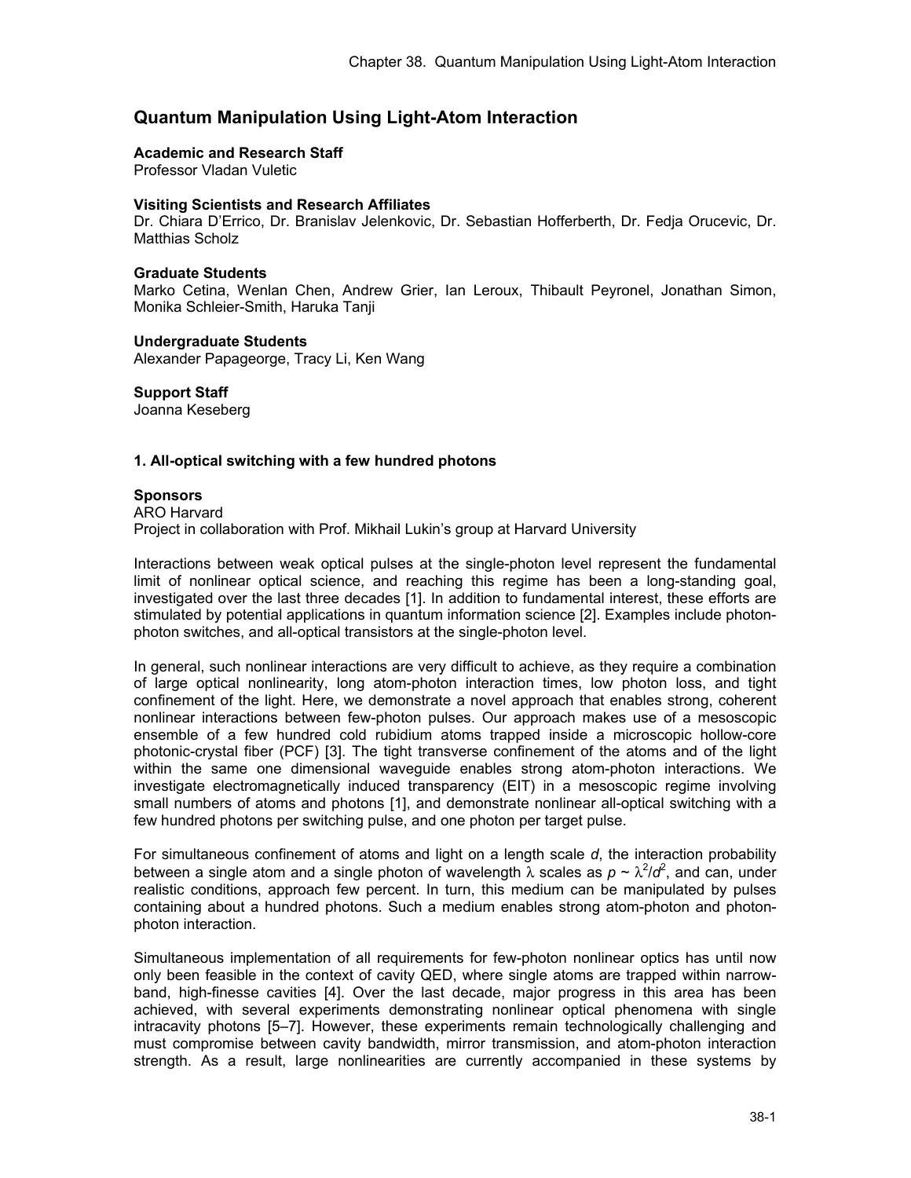# Quantum Manipulation Using Light-Atom Interaction

**Academic and Research Staff**
Professor Vladan Vuletic

**Visiting Scientists and Research Affiliates**
Dr. Chiara D'Errico, Dr. Branislav Jelenkovic, Dr. Sebastian Hofferberth, Dr. Fedja Orucevic, Dr. Matthias Scholz

**Graduate Students**
Marko Cetina, Wenlan Chen, Andrew Grier, Ian Leroux, Thibault Peyronel, Jonathan Simon, Monika Schleier-Smith, Haruka Tanji

**Undergraduate Students**
Alexander Papageorge, Tracy Li, Ken Wang

**Support Staff**
Joanna Keseberg

## 1. All-optical switching with a few hundred photons

**Sponsors**
ARO Harvard
Project in collaboration with Prof. Mikhail Lukin's group at Harvard University

Interactions between weak optical pulses at the single-photon level represent the fundamental limit of nonlinear optical science, and reaching this regime has been a long-standing goal, investigated over the last three decades [1]. In addition to fundamental interest, these efforts are stimulated by potential applications in quantum information science [2]. Examples include photon-photon switches, and all-optical transistors at the single-photon level.

In general, such nonlinear interactions are very difficult to achieve, as they require a combination of large optical nonlinearity, long atom-photon interaction times, low photon loss, and tight confinement of the light. Here, we demonstrate a novel approach that enables strong, coherent nonlinear interactions between few-photon pulses. Our approach makes use of a mesoscopic ensemble of a few hundred cold rubidium atoms trapped inside a microscopic hollow-core photonic-crystal fiber (PCF) [3]. The tight transverse confinement of the atoms and of the light within the same one dimensional waveguide enables strong atom-photon interactions. We investigate electromagnetically induced transparency (EIT) in a mesoscopic regime involving small numbers of atoms and photons [1], and demonstrate nonlinear all-optical switching with a few hundred photons per switching pulse, and one photon per target pulse.

For simultaneous confinement of atoms and light on a length scale $d$, the interaction probability between a single atom and a single photon of wavelength $\lambda$ scales as $p \sim \lambda^2/d^2$, and can, under realistic conditions, approach few percent. In turn, this medium can be manipulated by pulses containing about a hundred photons. Such a medium enables strong atom-photon and photon-photon interaction.

Simultaneous implementation of all requirements for few-photon nonlinear optics has until now only been feasible in the context of cavity QED, where single atoms are trapped within narrow-band, high-finesse cavities [4]. Over the last decade, major progress in this area has been achieved, with several experiments demonstrating nonlinear optical phenomena with single intracavity photons [5–7]. However, these experiments remain technologically challenging and must compromise between cavity bandwidth, mirror transmission, and atom-photon interaction strength. As a result, large nonlinearities are currently accompanied in these systems by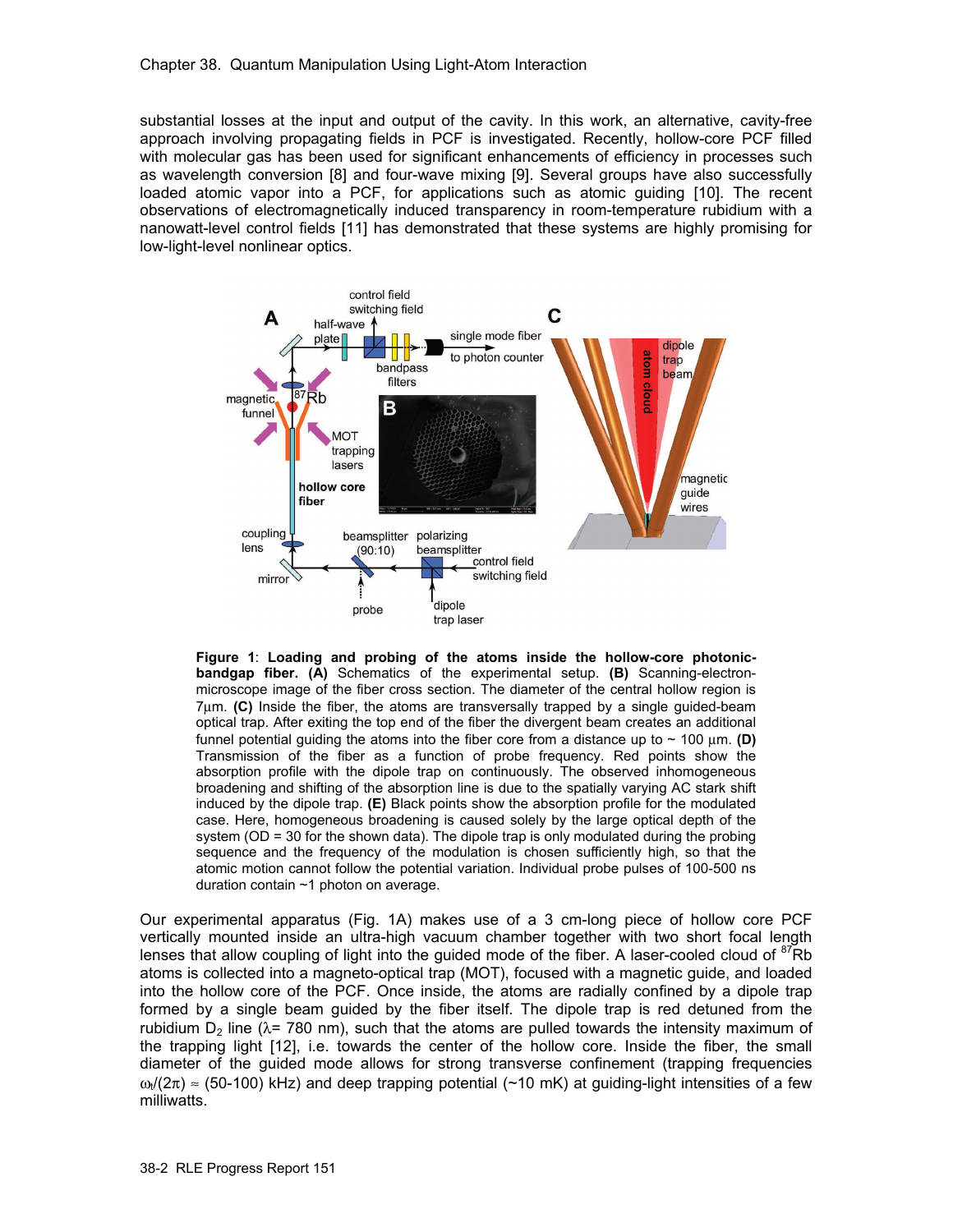substantial losses at the input and output of the cavity. In this work, an alternative, cavity-free approach involving propagating fields in PCF is investigated. Recently, hollow-core PCF filled with molecular gas has been used for significant enhancements of efficiency in processes such as wavelength conversion [8] and four-wave mixing [9]. Several groups have also successfully loaded atomic vapor into a PCF, for applications such as atomic guiding [10]. The recent observations of electromagnetically induced transparency in room-temperature rubidium with a nanowatt-level control fields [11] has demonstrated that these systems are highly promising for low-light-level nonlinear optics.

**Figure 1**: **Loading and probing of the atoms inside the hollow-core photonic-bandgap fiber. (A)** Schematics of the experimental setup. **(B)** Scanning-electron-microscope image of the fiber cross section. The diameter of the central hollow region is 7μm. **(C)** Inside the fiber, the atoms are transversally trapped by a single guided-beam optical trap. After exiting the top end of the fiber the divergent beam creates an additional funnel potential guiding the atoms into the fiber core from a distance up to ~ 100 μm. **(D)** Transmission of the fiber as a function of probe frequency. Red points show the absorption profile with the dipole trap on continuously. The observed inhomogeneous broadening and shifting of the absorption line is due to the spatially varying AC stark shift induced by the dipole trap. **(E)** Black points show the absorption profile for the modulated case. Here, homogeneous broadening is caused solely by the large optical depth of the system (OD = 30 for the shown data). The dipole trap is only modulated during the probing sequence and the frequency of the modulation is chosen sufficiently high, so that the atomic motion cannot follow the potential variation. Individual probe pulses of 100-500 ns duration contain ~1 photon on average.

Our experimental apparatus (Fig. 1A) makes use of a 3 cm-long piece of hollow core PCF vertically mounted inside an ultra-high vacuum chamber together with two short focal length lenses that allow coupling of light into the guided mode of the fiber. A laser-cooled cloud of $^{87}$Rb atoms is collected into a magneto-optical trap (MOT), focused with a magnetic guide, and loaded into the hollow core of the PCF. Once inside, the atoms are radially confined by a dipole trap formed by a single beam guided by the fiber itself. The dipole trap is red detuned from the rubidium $D_2$ line ($\lambda$= 780 nm), such that the atoms are pulled towards the intensity maximum of the trapping light [12], i.e. towards the center of the hollow core. Inside the fiber, the small diameter of the guided mode allows for strong transverse confinement (trapping frequencies $\omega_r/(2\pi) \approx$ (50-100) kHz) and deep trapping potential (~10 mK) at guiding-light intensities of a few milliwatts.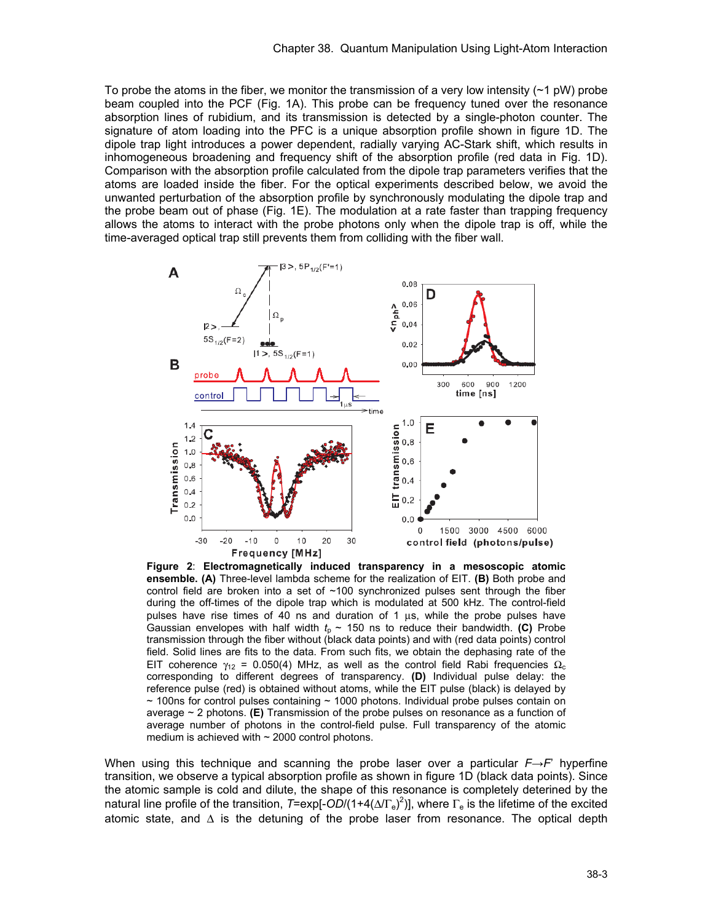To probe the atoms in the fiber, we monitor the transmission of a very low intensity (~1 pW) probe beam coupled into the PCF (Fig. 1A). This probe can be frequency tuned over the resonance absorption lines of rubidium, and its transmission is detected by a single-photon counter. The signature of atom loading into the PFC is a unique absorption profile shown in figure 1D. The dipole trap light introduces a power dependent, radially varying AC-Stark shift, which results in inhomogeneous broadening and frequency shift of the absorption profile (red data in Fig. 1D). Comparison with the absorption profile calculated from the dipole trap parameters verifies that the atoms are loaded inside the fiber. For the optical experiments described below, we avoid the unwanted perturbation of the absorption profile by synchronously modulating the dipole trap and the probe beam out of phase (Fig. 1E). The modulation at a rate faster than trapping frequency allows the atoms to interact with the probe photons only when the dipole trap is off, while the time-averaged optical trap still prevents them from colliding with the fiber wall.

**Figure 2**: **Electromagnetically induced transparency in a mesoscopic atomic ensemble. (A)** Three-level lambda scheme for the realization of EIT. **(B)** Both probe and control field are broken into a set of ~100 synchronized pulses sent through the fiber during the off-times of the dipole trap which is modulated at 500 kHz. The control-field pulses have rise times of 40 ns and duration of 1 μs, while the probe pulses have Gaussian envelopes with half width $t_p$ ~ 150 ns to reduce their bandwidth. **(C)** Probe transmission through the fiber without (black data points) and with (red data points) control field. Solid lines are fits to the data. From such fits, we obtain the dephasing rate of the EIT coherence $\gamma_{12}$ = 0.050(4) MHz, as well as the control field Rabi frequencies $\Omega_c$ corresponding to different degrees of transparency. **(D)** Individual pulse delay: the reference pulse (red) is obtained without atoms, while the EIT pulse (black) is delayed by ~ 100ns for control pulses containing ~ 1000 photons. Individual probe pulses contain on average ~ 2 photons. **(E)** Transmission of the probe pulses on resonance as a function of average number of photons in the control-field pulse. Full transparency of the atomic medium is achieved with ~ 2000 control photons.

When using this technique and scanning the probe laser over a particular $F \rightarrow F'$ hyperfine transition, we observe a typical absorption profile as shown in figure 1D (black data points). Since the atomic sample is cold and dilute, the shape of this resonance is completely deterined by the natural line profile of the transition, $T=\exp[-OD/(1+4(\Delta/\Gamma_e)^2)]$, where $\Gamma_e$ is the lifetime of the excited atomic state, and $\Delta$ is the detuning of the probe laser from resonance. The optical depth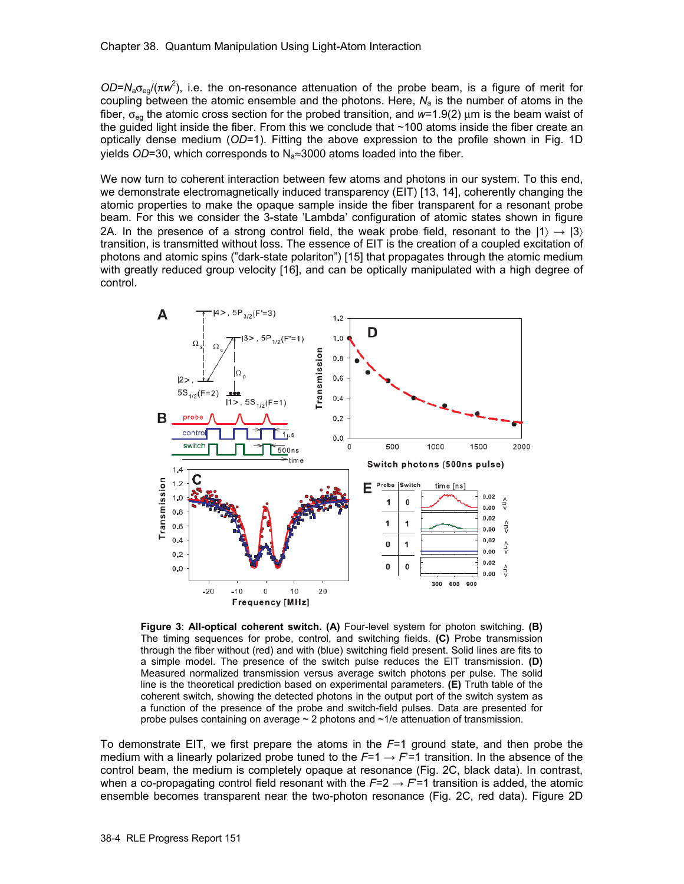$OD=N_a\sigma_{eg}/(\pi w^2)$, i.e. the on-resonance attenuation of the probe beam, is a figure of merit for coupling between the atomic ensemble and the photons. Here, $N_a$ is the number of atoms in the fiber, $\sigma_{eg}$ the atomic cross section for the probed transition, and $w$=1.9(2) μm is the beam waist of the guided light inside the fiber. From this we conclude that ~100 atoms inside the fiber create an optically dense medium ($OD$=1). Fitting the above expression to the profile shown in Fig. 1D yields $OD$=30, which corresponds to $N_a$≈3000 atoms loaded into the fiber.

We now turn to coherent interaction between few atoms and photons in our system. To this end, we demonstrate electromagnetically induced transparency (EIT) [13, 14], coherently changing the atomic properties to make the opaque sample inside the fiber transparent for a resonant probe beam. For this we consider the 3-state 'Lambda' configuration of atomic states shown in figure 2A. In the presence of a strong control field, the weak probe field, resonant to the $|1\rangle \rightarrow |3\rangle$ transition, is transmitted without loss. The essence of EIT is the creation of a coupled excitation of photons and atomic spins ("dark-state polariton") [15] that propagates through the atomic medium with greatly reduced group velocity [16], and can be optically manipulated with a high degree of control.

**Figure 3**: **All-optical coherent switch. (A)** Four-level system for photon switching. **(B)** The timing sequences for probe, control, and switching fields. **(C)** Probe transmission through the fiber without (red) and with (blue) switching field present. Solid lines are fits to a simple model. The presence of the switch pulse reduces the EIT transmission. **(D)** Measured normalized transmission versus average switch photons per pulse. The solid line is the theoretical prediction based on experimental parameters. **(E)** Truth table of the coherent switch, showing the detected photons in the output port of the switch system as a function of the presence of the probe and switch-field pulses. Data are presented for probe pulses containing on average ~ 2 photons and ~1/e attenuation of transmission.

To demonstrate EIT, we first prepare the atoms in the $F$=1 ground state, and then probe the medium with a linearly polarized probe tuned to the $F$=1 → $F'$=1 transition. In the absence of the control beam, the medium is completely opaque at resonance (Fig. 2C, black data). In contrast, when a co-propagating control field resonant with the $F$=2 → $F'$=1 transition is added, the atomic ensemble becomes transparent near the two-photon resonance (Fig. 2C, red data). Figure 2D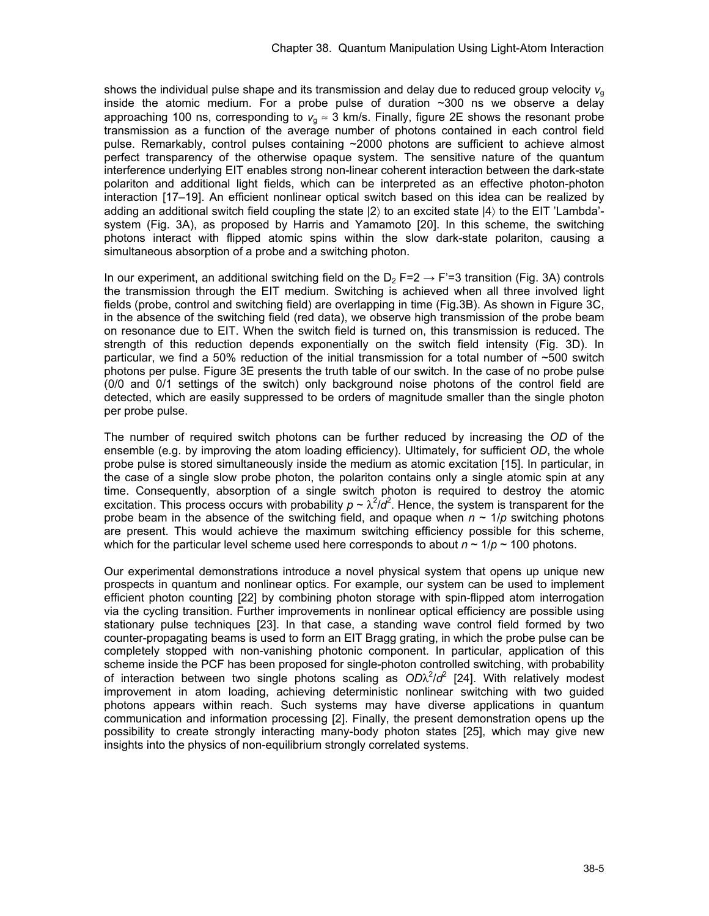shows the individual pulse shape and its transmission and delay due to reduced group velocity $v_g$ inside the atomic medium. For a probe pulse of duration ~300 ns we observe a delay approaching 100 ns, corresponding to $v_g \approx 3$ km/s. Finally, figure 2E shows the resonant probe transmission as a function of the average number of photons contained in each control field pulse. Remarkably, control pulses containing ~2000 photons are sufficient to achieve almost perfect transparency of the otherwise opaque system. The sensitive nature of the quantum interference underlying EIT enables strong non-linear coherent interaction between the dark-state polariton and additional light fields, which can be interpreted as an effective photon-photon interaction [17–19]. An efficient nonlinear optical switch based on this idea can be realized by adding an additional switch field coupling the state $|2\rangle$ to an excited state $|4\rangle$ to the EIT 'Lambda'-system (Fig. 3A), as proposed by Harris and Yamamoto [20]. In this scheme, the switching photons interact with flipped atomic spins within the slow dark-state polariton, causing a simultaneous absorption of a probe and a switching photon.

In our experiment, an additional switching field on the $D_2$ F=2 → F'=3 transition (Fig. 3A) controls the transmission through the EIT medium. Switching is achieved when all three involved light fields (probe, control and switching field) are overlapping in time (Fig.3B). As shown in Figure 3C, in the absence of the switching field (red data), we observe high transmission of the probe beam on resonance due to EIT. When the switch field is turned on, this transmission is reduced. The strength of this reduction depends exponentially on the switch field intensity (Fig. 3D). In particular, we find a 50% reduction of the initial transmission for a total number of ~500 switch photons per pulse. Figure 3E presents the truth table of our switch. In the case of no probe pulse (0/0 and 0/1 settings of the switch) only background noise photons of the control field are detected, which are easily suppressed to be orders of magnitude smaller than the single photon per probe pulse.

The number of required switch photons can be further reduced by increasing the *OD* of the ensemble (e.g. by improving the atom loading efficiency). Ultimately, for sufficient *OD*, the whole probe pulse is stored simultaneously inside the medium as atomic excitation [15]. In particular, in the case of a single slow probe photon, the polariton contains only a single atomic spin at any time. Consequently, absorption of a single switch photon is required to destroy the atomic excitation. This process occurs with probability $p \sim \lambda^2/d^2$. Hence, the system is transparent for the probe beam in the absence of the switching field, and opaque when $n \sim 1/p$ switching photons are present. This would achieve the maximum switching efficiency possible for this scheme, which for the particular level scheme used here corresponds to about $n \sim 1/p \sim 100$ photons.

Our experimental demonstrations introduce a novel physical system that opens up unique new prospects in quantum and nonlinear optics. For example, our system can be used to implement efficient photon counting [22] by combining photon storage with spin-flipped atom interrogation via the cycling transition. Further improvements in nonlinear optical efficiency are possible using stationary pulse techniques [23]. In that case, a standing wave control field formed by two counter-propagating beams is used to form an EIT Bragg grating, in which the probe pulse can be completely stopped with non-vanishing photonic component. In particular, application of this scheme inside the PCF has been proposed for single-photon controlled switching, with probability of interaction between two single photons scaling as $OD\lambda^2/d^2$ [24]. With relatively modest improvement in atom loading, achieving deterministic nonlinear switching with two guided photons appears within reach. Such systems may have diverse applications in quantum communication and information processing [2]. Finally, the present demonstration opens up the possibility to create strongly interacting many-body photon states [25], which may give new insights into the physics of non-equilibrium strongly correlated systems.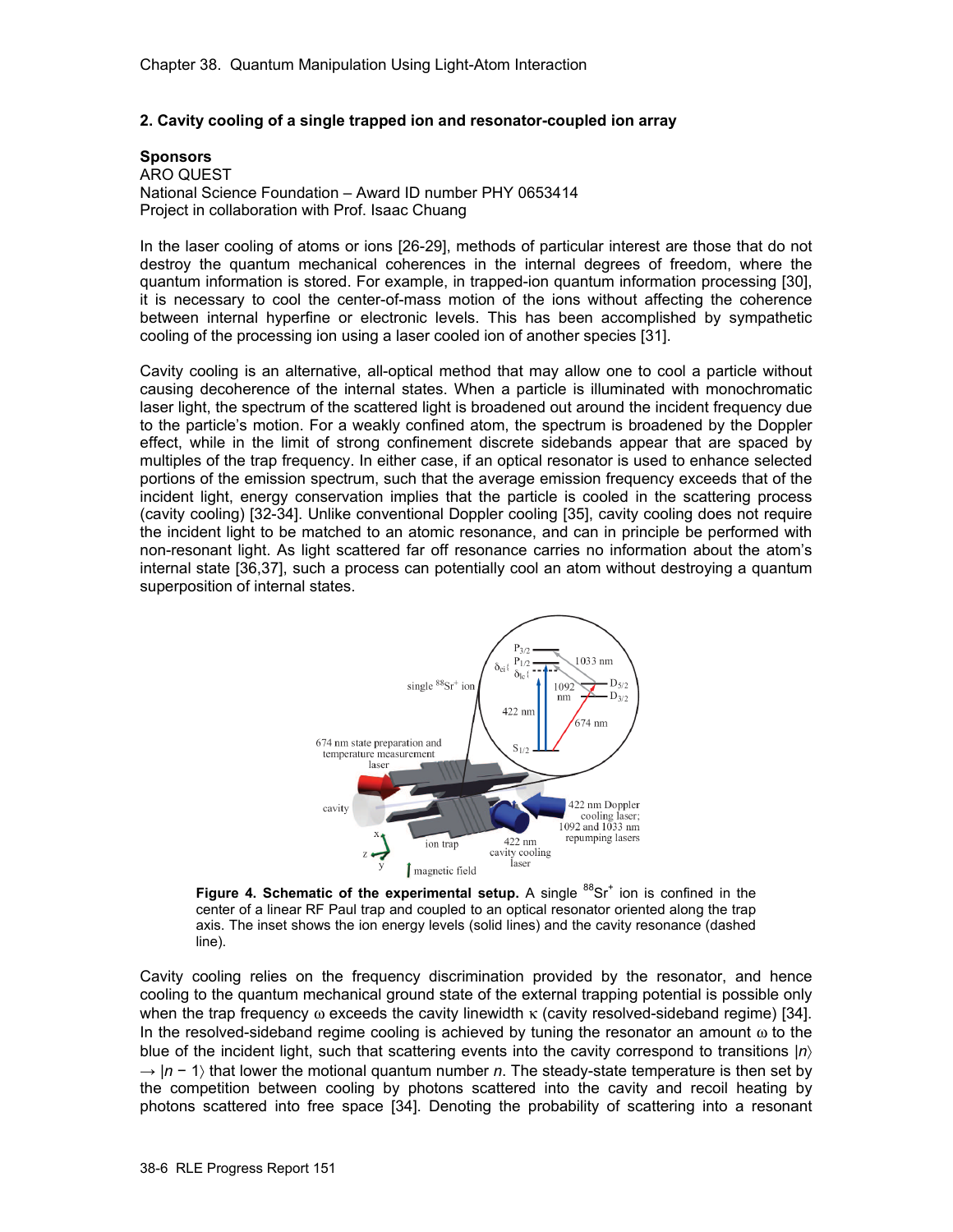## 2. Cavity cooling of a single trapped ion and resonator-coupled ion array

**Sponsors**
ARO QUEST
National Science Foundation – Award ID number PHY 0653414
Project in collaboration with Prof. Isaac Chuang

In the laser cooling of atoms or ions [26-29], methods of particular interest are those that do not destroy the quantum mechanical coherences in the internal degrees of freedom, where the quantum information is stored. For example, in trapped-ion quantum information processing [30], it is necessary to cool the center-of-mass motion of the ions without affecting the coherence between internal hyperfine or electronic levels. This has been accomplished by sympathetic cooling of the processing ion using a laser cooled ion of another species [31].

Cavity cooling is an alternative, all-optical method that may allow one to cool a particle without causing decoherence of the internal states. When a particle is illuminated with monochromatic laser light, the spectrum of the scattered light is broadened out around the incident frequency due to the particle's motion. For a weakly confined atom, the spectrum is broadened by the Doppler effect, while in the limit of strong confinement discrete sidebands appear that are spaced by multiples of the trap frequency. In either case, if an optical resonator is used to enhance selected portions of the emission spectrum, such that the average emission frequency exceeds that of the incident light, energy conservation implies that the particle is cooled in the scattering process (cavity cooling) [32-34]. Unlike conventional Doppler cooling [35], cavity cooling does not require the incident light to be matched to an atomic resonance, and can in principle be performed with non-resonant light. As light scattered far off resonance carries no information about the atom's internal state [36,37], such a process can potentially cool an atom without destroying a quantum superposition of internal states.

**Figure 4. Schematic of the experimental setup.** A single $^{88}Sr^{+}$ ion is confined in the center of a linear RF Paul trap and coupled to an optical resonator oriented along the trap axis. The inset shows the ion energy levels (solid lines) and the cavity resonance (dashed line).

Cavity cooling relies on the frequency discrimination provided by the resonator, and hence cooling to the quantum mechanical ground state of the external trapping potential is possible only when the trap frequency $\omega$ exceeds the cavity linewidth $\kappa$ (cavity resolved-sideband regime) [34]. In the resolved-sideband regime cooling is achieved by tuning the resonator an amount $\omega$ to the blue of the incident light, such that scattering events into the cavity correspond to transitions $|n\rangle \rightarrow |n-1\rangle$ that lower the motional quantum number $n$. The steady-state temperature is then set by the competition between cooling by photons scattered into the cavity and recoil heating by photons scattered into free space [34]. Denoting the probability of scattering into a resonant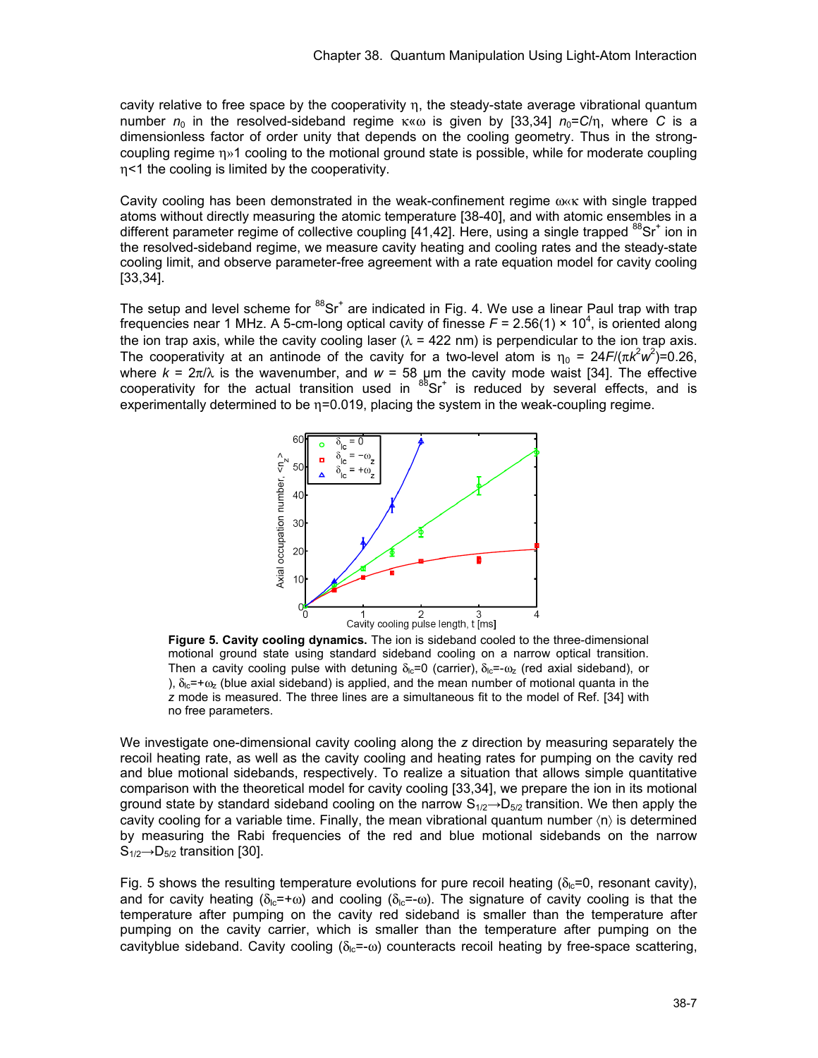cavity relative to free space by the cooperativity $\eta$, the steady-state average vibrational quantum number $n_0$ in the resolved-sideband regime $\kappa \ll \omega$ is given by [33,34] $n_0 = C/\eta$, where $C$ is a dimensionless factor of order unity that depends on the cooling geometry. Thus in the strong-coupling regime $\eta \gg 1$ cooling to the motional ground state is possible, while for moderate coupling $\eta < 1$ the cooling is limited by the cooperativity.

Cavity cooling has been demonstrated in the weak-confinement regime $\omega \ll \kappa$ with single trapped atoms without directly measuring the atomic temperature [38-40], and with atomic ensembles in a different parameter regime of collective coupling [41,42]. Here, using a single trapped $^{88}Sr^+$ ion in the resolved-sideband regime, we measure cavity heating and cooling rates and the steady-state cooling limit, and observe parameter-free agreement with a rate equation model for cavity cooling [33,34].

The setup and level scheme for $^{88}Sr^+$ are indicated in Fig. 4. We use a linear Paul trap with trap frequencies near 1 MHz. A 5-cm-long optical cavity of finesse $F = 2.56(1) \times 10^4$, is oriented along the ion trap axis, while the cavity cooling laser ($\lambda$ = 422 nm) is perpendicular to the ion trap axis. The cooperativity at an antinode of the cavity for a two-level atom is $\eta_0 = 24F/(\pi k^2 w^2) = 0.26$, where $k = 2\pi/\lambda$ is the wavenumber, and $w$ = 58 μm the cavity mode waist [34]. The effective cooperativity for the actual transition used in $^{88}Sr^+$ is reduced by several effects, and is experimentally determined to be $\eta$=0.019, placing the system in the weak-coupling regime.

**Figure 5. Cavity cooling dynamics.** The ion is sideband cooled to the three-dimensional motional ground state using standard sideband cooling on a narrow optical transition. Then a cavity cooling pulse with detuning $\delta_{lc}=0$ (carrier), $\delta_{lc}=-\omega_z$ (red axial sideband), or ), $\delta_{lc}=+\omega_z$ (blue axial sideband) is applied, and the mean number of motional quanta in the $z$ mode is measured. The three lines are a simultaneous fit to the model of Ref. [34] with no free parameters.

We investigate one-dimensional cavity cooling along the $z$ direction by measuring separately the recoil heating rate, as well as the cavity cooling and heating rates for pumping on the cavity red and blue motional sidebands, respectively. To realize a situation that allows simple quantitative comparison with the theoretical model for cavity cooling [33,34], we prepare the ion in its motional ground state by standard sideband cooling on the narrow $S_{1/2} \rightarrow D_{5/2}$ transition. We then apply the cavity cooling for a variable time. Finally, the mean vibrational quantum number $\langle n \rangle$ is determined by measuring the Rabi frequencies of the red and blue motional sidebands on the narrow $S_{1/2} \rightarrow D_{5/2}$ transition [30].

Fig. 5 shows the resulting temperature evolutions for pure recoil heating ($\delta_{lc}$=0, resonant cavity), and for cavity heating ($\delta_{lc}=+\omega$) and cooling ($\delta_{lc}=-\omega$). The signature of cavity cooling is that the temperature after pumping on the cavity red sideband is smaller than the temperature after pumping on the cavity carrier, which is smaller than the temperature after pumping on the cavityblue sideband. Cavity cooling ($\delta_{lc}=-\omega$) counteracts recoil heating by free-space scattering,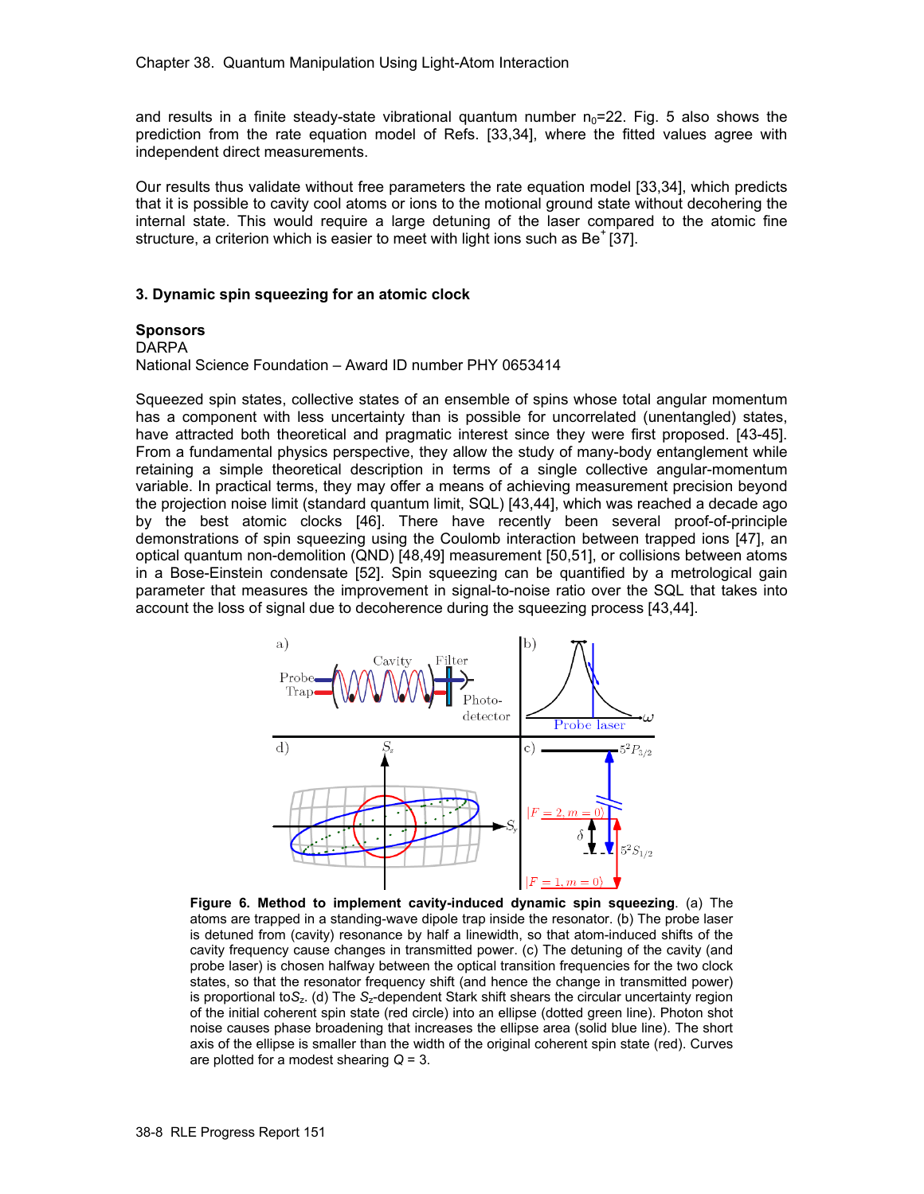and results in a finite steady-state vibrational quantum number $n_0$=22. Fig. 5 also shows the prediction from the rate equation model of Refs. [33,34], where the fitted values agree with independent direct measurements.

Our results thus validate without free parameters the rate equation model [33,34], which predicts that it is possible to cavity cool atoms or ions to the motional ground state without decohering the internal state. This would require a large detuning of the laser compared to the atomic fine structure, a criterion which is easier to meet with light ions such as $Be^+$ [37].

### 3. Dynamic spin squeezing for an atomic clock

**Sponsors**
DARPA
National Science Foundation – Award ID number PHY 0653414

Squeezed spin states, collective states of an ensemble of spins whose total angular momentum has a component with less uncertainty than is possible for uncorrelated (unentangled) states, have attracted both theoretical and pragmatic interest since they were first proposed. [43-45]. From a fundamental physics perspective, they allow the study of many-body entanglement while retaining a simple theoretical description in terms of a single collective angular-momentum variable. In practical terms, they may offer a means of achieving measurement precision beyond the projection noise limit (standard quantum limit, SQL) [43,44], which was reached a decade ago by the best atomic clocks [46]. There have recently been several proof-of-principle demonstrations of spin squeezing using the Coulomb interaction between trapped ions [47], an optical quantum non-demolition (QND) [48,49] measurement [50,51], or collisions between atoms in a Bose-Einstein condensate [52]. Spin squeezing can be quantified by a metrological gain parameter that measures the improvement in signal-to-noise ratio over the SQL that takes into account the loss of signal due to decoherence during the squeezing process [43,44].

**Figure 6. Method to implement cavity-induced dynamic spin squeezing**. (a) The atoms are trapped in a standing-wave dipole trap inside the resonator. (b) The probe laser is detuned from (cavity) resonance by half a linewidth, so that atom-induced shifts of the cavity frequency cause changes in transmitted power. (c) The detuning of the cavity (and probe laser) is chosen halfway between the optical transition frequencies for the two clock states, so that the resonator frequency shift (and hence the change in transmitted power) is proportional to $S_z$. (d) The $S_z$-dependent Stark shift shears the circular uncertainty region of the initial coherent spin state (red circle) into an ellipse (dotted green line). Photon shot noise causes phase broadening that increases the ellipse area (solid blue line). The short axis of the ellipse is smaller than the width of the original coherent spin state (red). Curves are plotted for a modest shearing $Q$ = 3.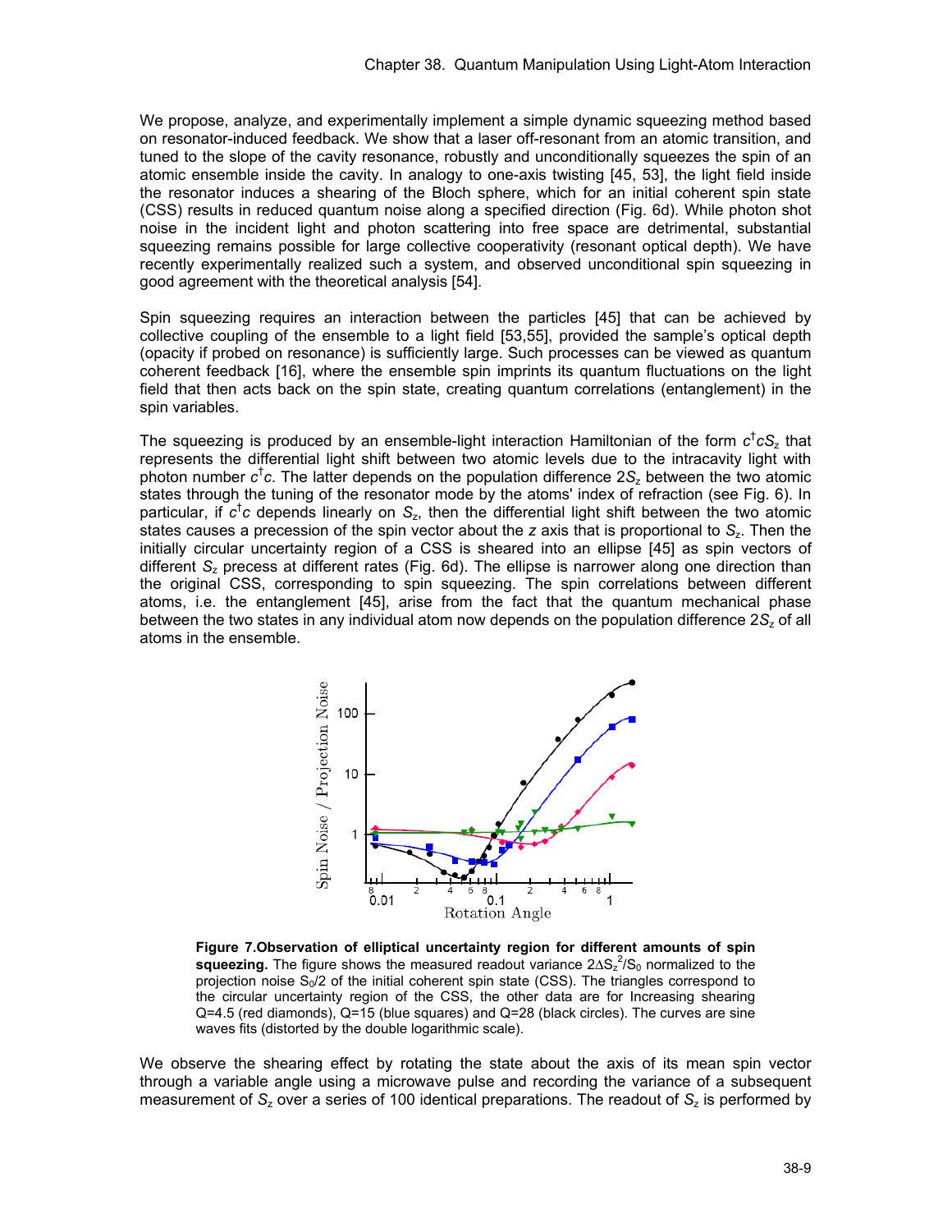We propose, analyze, and experimentally implement a simple dynamic squeezing method based on resonator-induced feedback. We show that a laser off-resonant from an atomic transition, and tuned to the slope of the cavity resonance, robustly and unconditionally squeezes the spin of an atomic ensemble inside the cavity. In analogy to one-axis twisting [45, 53], the light field inside the resonator induces a shearing of the Bloch sphere, which for an initial coherent spin state (CSS) results in reduced quantum noise along a specified direction (Fig. 6d). While photon shot noise in the incident light and photon scattering into free space are detrimental, substantial squeezing remains possible for large collective cooperativity (resonant optical depth). We have recently experimentally realized such a system, and observed unconditional spin squeezing in good agreement with the theoretical analysis [54].

Spin squeezing requires an interaction between the particles [45] that can be achieved by collective coupling of the ensemble to a light field [53,55], provided the sample's optical depth (opacity if probed on resonance) is sufficiently large. Such processes can be viewed as quantum coherent feedback [16], where the ensemble spin imprints its quantum fluctuations on the light field that then acts back on the spin state, creating quantum correlations (entanglement) in the spin variables.

The squeezing is produced by an ensemble-light interaction Hamiltonian of the form $c^{\dagger}cS_z$ that represents the differential light shift between two atomic levels due to the intracavity light with photon number $c^{\dagger}c$. The latter depends on the population difference $2S_z$ between the two atomic states through the tuning of the resonator mode by the atoms' index of refraction (see Fig. 6). In particular, if $c^{\dagger}c$ depends linearly on $S_z$, then the differential light shift between the two atomic states causes a precession of the spin vector about the *z* axis that is proportional to $S_z$. Then the initially circular uncertainty region of a CSS is sheared into an ellipse [45] as spin vectors of different $S_z$ precess at different rates (Fig. 6d). The ellipse is narrower along one direction than the original CSS, corresponding to spin squeezing. The spin correlations between different atoms, i.e. the entanglement [45], arise from the fact that the quantum mechanical phase between the two states in any individual atom now depends on the population difference $2S_z$ of all atoms in the ensemble.

**Figure 7. Observation of elliptical uncertainty region for different amounts of spin squeezing.** The figure shows the measured readout variance $2\Delta S_z^2/S_0$ normalized to the projection noise $S_0/2$ of the initial coherent spin state (CSS). The triangles correspond to the circular uncertainty region of the CSS, the other data are for Increasing shearing Q=4.5 (red diamonds), Q=15 (blue squares) and Q=28 (black circles). The curves are sine waves fits (distorted by the double logarithmic scale).

We observe the shearing effect by rotating the state about the axis of its mean spin vector through a variable angle using a microwave pulse and recording the variance of a subsequent measurement of $S_z$ over a series of 100 identical preparations. The readout of $S_z$ is performed by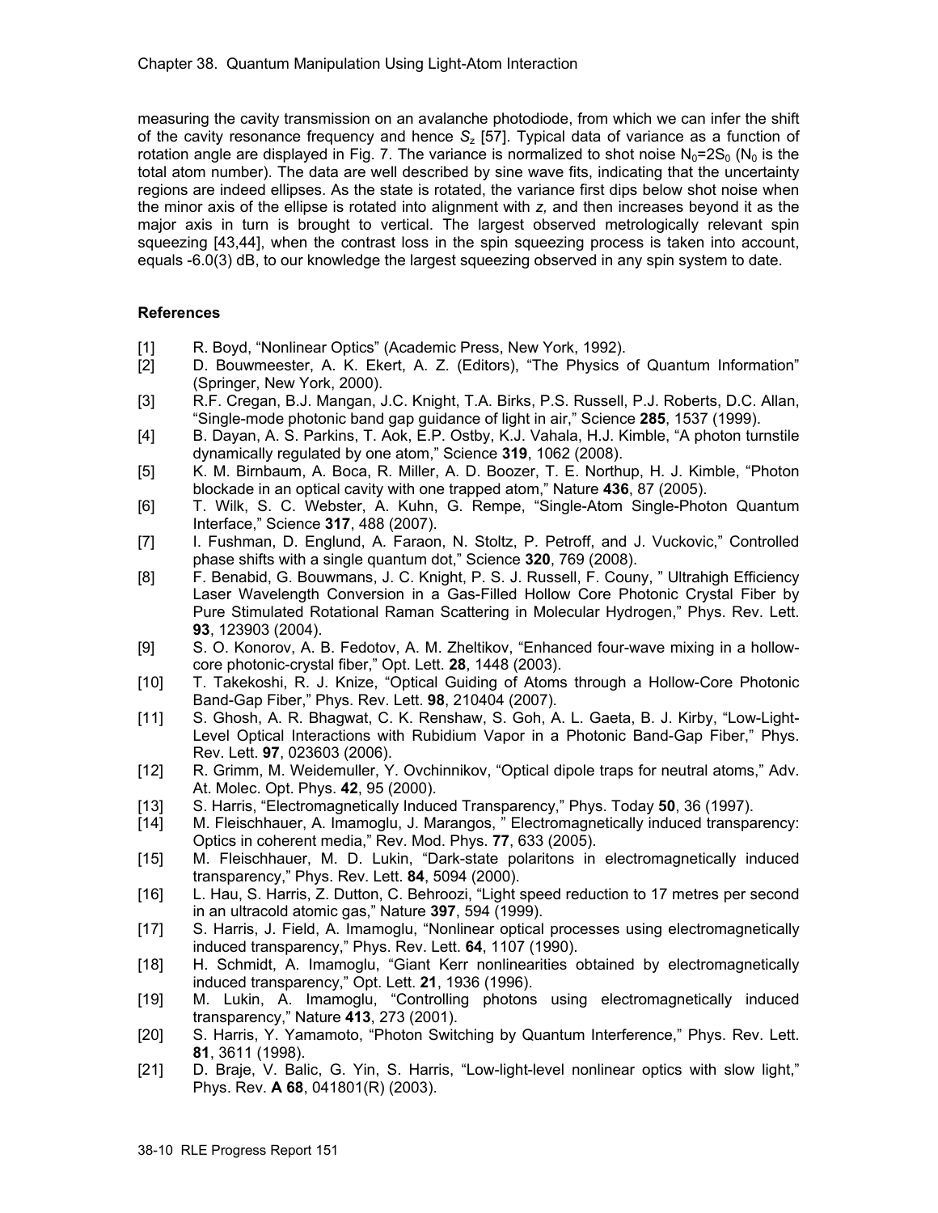measuring the cavity transmission on an avalanche photodiode, from which we can infer the shift of the cavity resonance frequency and hence $S_z$ [57]. Typical data of variance as a function of rotation angle are displayed in Fig. 7. The variance is normalized to shot noise $N_0=2S_0$ ($N_0$ is the total atom number). The data are well described by sine wave fits, indicating that the uncertainty regions are indeed ellipses. As the state is rotated, the variance first dips below shot noise when the minor axis of the ellipse is rotated into alignment with *z,* and then increases beyond it as the major axis in turn is brought to vertical. The largest observed metrologically relevant spin squeezing [43,44], when the contrast loss in the spin squeezing process is taken into account, equals -6.0(3) dB, to our knowledge the largest squeezing observed in any spin system to date.

### References

[1] R. Boyd, "Nonlinear Optics" (Academic Press, New York, 1992).

[2] D. Bouwmeester, A. K. Ekert, A. Z. (Editors), "The Physics of Quantum Information" (Springer, New York, 2000).

[3] R.F. Cregan, B.J. Mangan, J.C. Knight, T.A. Birks, P.S. Russell, P.J. Roberts, D.C. Allan, "Single-mode photonic band gap guidance of light in air," Science **285**, 1537 (1999).

[4] B. Dayan, A. S. Parkins, T. Aok, E.P. Ostby, K.J. Vahala, H.J. Kimble, "A photon turnstile dynamically regulated by one atom," Science **319**, 1062 (2008).

[5] K. M. Birnbaum, A. Boca, R. Miller, A. D. Boozer, T. E. Northup, H. J. Kimble, "Photon blockade in an optical cavity with one trapped atom," Nature **436**, 87 (2005).

[6] T. Wilk, S. C. Webster, A. Kuhn, G. Rempe, "Single-Atom Single-Photon Quantum Interface," Science **317**, 488 (2007).

[7] I. Fushman, D. Englund, A. Faraon, N. Stoltz, P. Petroff, and J. Vuckovic," Controlled phase shifts with a single quantum dot," Science **320**, 769 (2008).

[8] F. Benabid, G. Bouwmans, J. C. Knight, P. S. J. Russell, F. Couny, " Ultrahigh Efficiency Laser Wavelength Conversion in a Gas-Filled Hollow Core Photonic Crystal Fiber by Pure Stimulated Rotational Raman Scattering in Molecular Hydrogen," Phys. Rev. Lett. **93**, 123903 (2004).

[9] S. O. Konorov, A. B. Fedotov, A. M. Zheltikov, "Enhanced four-wave mixing in a hollow-core photonic-crystal fiber," Opt. Lett. **28**, 1448 (2003).

[10] T. Takekoshi, R. J. Knize, "Optical Guiding of Atoms through a Hollow-Core Photonic Band-Gap Fiber," Phys. Rev. Lett. **98**, 210404 (2007).

[11] S. Ghosh, A. R. Bhagwat, C. K. Renshaw, S. Goh, A. L. Gaeta, B. J. Kirby, "Low-Light-Level Optical Interactions with Rubidium Vapor in a Photonic Band-Gap Fiber," Phys. Rev. Lett. **97**, 023603 (2006).

[12] R. Grimm, M. Weidemuller, Y. Ovchinnikov, "Optical dipole traps for neutral atoms," Adv. At. Molec. Opt. Phys. **42**, 95 (2000).

[13] S. Harris, "Electromagnetically Induced Transparency," Phys. Today **50**, 36 (1997).

[14] M. Fleischhauer, A. Imamoglu, J. Marangos, " Electromagnetically induced transparency: Optics in coherent media," Rev. Mod. Phys. **77**, 633 (2005).

[15] M. Fleischhauer, M. D. Lukin, "Dark-state polaritons in electromagnetically induced transparency," Phys. Rev. Lett. **84**, 5094 (2000).

[16] L. Hau, S. Harris, Z. Dutton, C. Behroozi, "Light speed reduction to 17 metres per second in an ultracold atomic gas," Nature **397**, 594 (1999).

[17] S. Harris, J. Field, A. Imamoglu, "Nonlinear optical processes using electromagnetically induced transparency," Phys. Rev. Lett. **64**, 1107 (1990).

[18] H. Schmidt, A. Imamoglu, "Giant Kerr nonlinearities obtained by electromagnetically induced transparency," Opt. Lett. **21**, 1936 (1996).

[19] M. Lukin, A. Imamoglu, "Controlling photons using electromagnetically induced transparency," Nature **413**, 273 (2001).

[20] S. Harris, Y. Yamamoto, "Photon Switching by Quantum Interference," Phys. Rev. Lett. **81**, 3611 (1998).

[21] D. Braje, V. Balic, G. Yin, S. Harris, "Low-light-level nonlinear optics with slow light," Phys. Rev. **A 68**, 041801(R) (2003).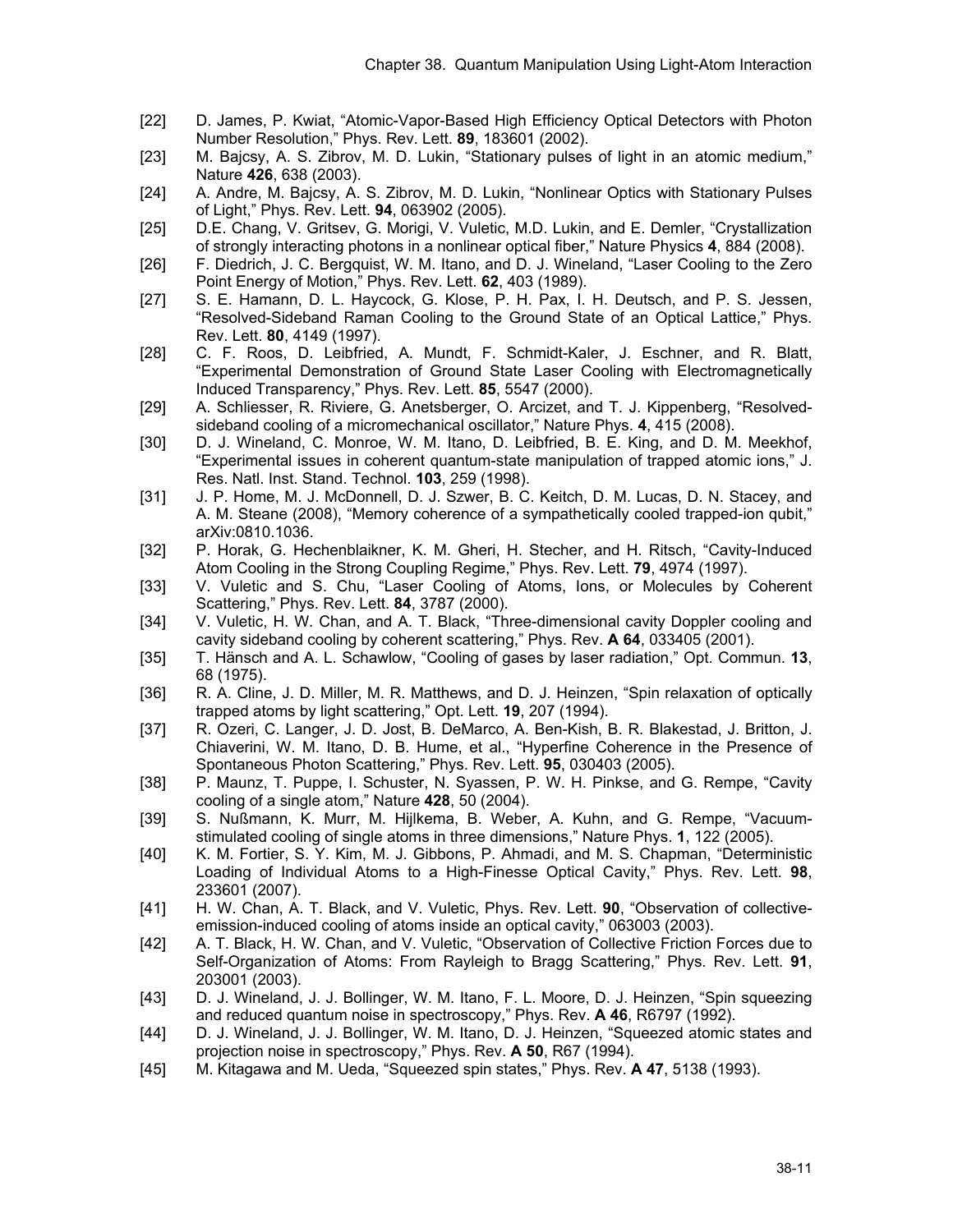[22] D. James, P. Kwiat, “Atomic-Vapor-Based High Efficiency Optical Detectors with Photon Number Resolution,” Phys. Rev. Lett. **89**, 183601 (2002).

[23] M. Bajcsy, A. S. Zibrov, M. D. Lukin, “Stationary pulses of light in an atomic medium,” Nature **426**, 638 (2003).

[24] A. Andre, M. Bajcsy, A. S. Zibrov, M. D. Lukin, “Nonlinear Optics with Stationary Pulses of Light,” Phys. Rev. Lett. **94**, 063902 (2005).

[25] D.E. Chang, V. Gritsev, G. Morigi, V. Vuletic, M.D. Lukin, and E. Demler, “Crystallization of strongly interacting photons in a nonlinear optical fiber,” Nature Physics **4**, 884 (2008).

[26] F. Diedrich, J. C. Bergquist, W. M. Itano, and D. J. Wineland, “Laser Cooling to the Zero Point Energy of Motion,” Phys. Rev. Lett. **62**, 403 (1989).

[27] S. E. Hamann, D. L. Haycock, G. Klose, P. H. Pax, I. H. Deutsch, and P. S. Jessen, “Resolved-Sideband Raman Cooling to the Ground State of an Optical Lattice,” Phys. Rev. Lett. **80**, 4149 (1997).

[28] C. F. Roos, D. Leibfried, A. Mundt, F. Schmidt-Kaler, J. Eschner, and R. Blatt, “Experimental Demonstration of Ground State Laser Cooling with Electromagnetically Induced Transparency,” Phys. Rev. Lett. **85**, 5547 (2000).

[29] A. Schliesser, R. Riviere, G. Anetsberger, O. Arcizet, and T. J. Kippenberg, “Resolved-sideband cooling of a micromechanical oscillator,” Nature Phys. **4**, 415 (2008).

[30] D. J. Wineland, C. Monroe, W. M. Itano, D. Leibfried, B. E. King, and D. M. Meekhof, “Experimental issues in coherent quantum-state manipulation of trapped atomic ions,” J. Res. Natl. Inst. Stand. Technol. **103**, 259 (1998).

[31] J. P. Home, M. J. McDonnell, D. J. Szwer, B. C. Keitch, D. M. Lucas, D. N. Stacey, and A. M. Steane (2008), “Memory coherence of a sympathetically cooled trapped-ion qubit,” arXiv:0810.1036.

[32] P. Horak, G. Hechenblaikner, K. M. Gheri, H. Stecher, and H. Ritsch, “Cavity-Induced Atom Cooling in the Strong Coupling Regime,” Phys. Rev. Lett. **79**, 4974 (1997).

[33] V. Vuletic and S. Chu, “Laser Cooling of Atoms, Ions, or Molecules by Coherent Scattering,” Phys. Rev. Lett. **84**, 3787 (2000).

[34] V. Vuletic, H. W. Chan, and A. T. Black, “Three-dimensional cavity Doppler cooling and cavity sideband cooling by coherent scattering,” Phys. Rev. **A 64**, 033405 (2001).

[35] T. Hänsch and A. L. Schawlow, “Cooling of gases by laser radiation,” Opt. Commun. **13**, 68 (1975).

[36] R. A. Cline, J. D. Miller, M. R. Matthews, and D. J. Heinzen, “Spin relaxation of optically trapped atoms by light scattering,” Opt. Lett. **19**, 207 (1994).

[37] R. Ozeri, C. Langer, J. D. Jost, B. DeMarco, A. Ben-Kish, B. R. Blakestad, J. Britton, J. Chiaverini, W. M. Itano, D. B. Hume, et al., “Hyperfine Coherence in the Presence of Spontaneous Photon Scattering,” Phys. Rev. Lett. **95**, 030403 (2005).

[38] P. Maunz, T. Puppe, I. Schuster, N. Syassen, P. W. H. Pinkse, and G. Rempe, “Cavity cooling of a single atom,” Nature **428**, 50 (2004).

[39] S. Nußmann, K. Murr, M. Hijlkema, B. Weber, A. Kuhn, and G. Rempe, “Vacuum-stimulated cooling of single atoms in three dimensions,” Nature Phys. **1**, 122 (2005).

[40] K. M. Fortier, S. Y. Kim, M. J. Gibbons, P. Ahmadi, and M. S. Chapman, “Deterministic Loading of Individual Atoms to a High-Finesse Optical Cavity,” Phys. Rev. Lett. **98**, 233601 (2007).

[41] H. W. Chan, A. T. Black, and V. Vuletic, Phys. Rev. Lett. **90**, “Observation of collective-emission-induced cooling of atoms inside an optical cavity,” 063003 (2003).

[42] A. T. Black, H. W. Chan, and V. Vuletic, “Observation of Collective Friction Forces due to Self-Organization of Atoms: From Rayleigh to Bragg Scattering,” Phys. Rev. Lett. **91**, 203001 (2003).

[43] D. J. Wineland, J. J. Bollinger, W. M. Itano, F. L. Moore, D. J. Heinzen, “Spin squeezing and reduced quantum noise in spectroscopy,” Phys. Rev. **A 46**, R6797 (1992).

[44] D. J. Wineland, J. J. Bollinger, W. M. Itano, D. J. Heinzen, “Squeezed atomic states and projection noise in spectroscopy,” Phys. Rev. **A 50**, R67 (1994).

[45] M. Kitagawa and M. Ueda, “Squeezed spin states,” Phys. Rev. **A 47**, 5138 (1993).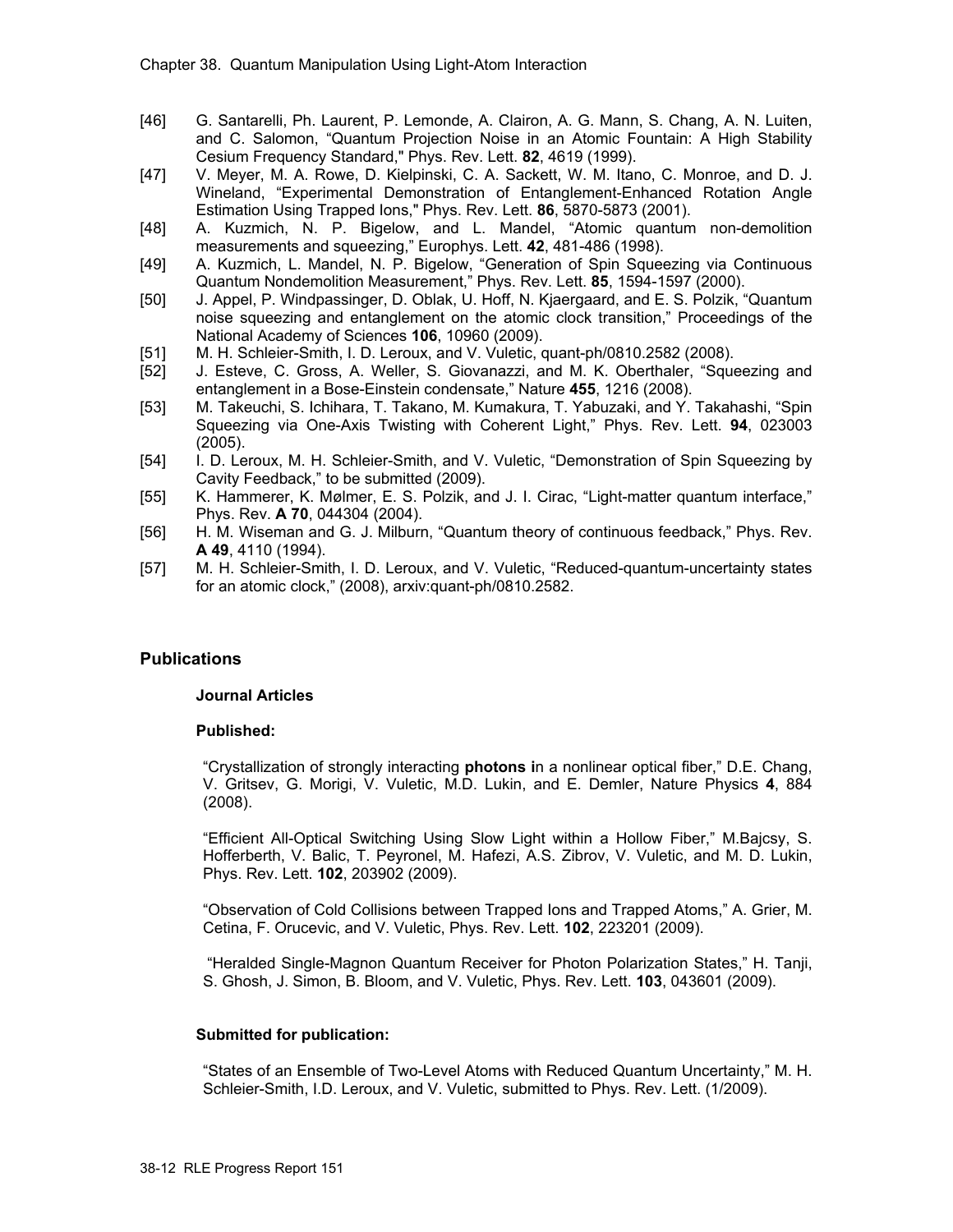[46] G. Santarelli, Ph. Laurent, P. Lemonde, A. Clairon, A. G. Mann, S. Chang, A. N. Luiten, and C. Salomon, "Quantum Projection Noise in an Atomic Fountain: A High Stability Cesium Frequency Standard," Phys. Rev. Lett. **82**, 4619 (1999).

[47] V. Meyer, M. A. Rowe, D. Kielpinski, C. A. Sackett, W. M. Itano, C. Monroe, and D. J. Wineland, "Experimental Demonstration of Entanglement-Enhanced Rotation Angle Estimation Using Trapped Ions," Phys. Rev. Lett. **86**, 5870-5873 (2001).

[48] A. Kuzmich, N. P. Bigelow, and L. Mandel, "Atomic quantum non-demolition measurements and squeezing," Europhys. Lett. **42**, 481-486 (1998).

[49] A. Kuzmich, L. Mandel, N. P. Bigelow, "Generation of Spin Squeezing via Continuous Quantum Nondemolition Measurement," Phys. Rev. Lett. **85**, 1594-1597 (2000).

[50] J. Appel, P. Windpassinger, D. Oblak, U. Hoff, N. Kjaergaard, and E. S. Polzik, "Quantum noise squeezing and entanglement on the atomic clock transition," Proceedings of the National Academy of Sciences **106**, 10960 (2009).

[51] M. H. Schleier-Smith, I. D. Leroux, and V. Vuletic, quant-ph/0810.2582 (2008).

[52] J. Esteve, C. Gross, A. Weller, S. Giovanazzi, and M. K. Oberthaler, "Squeezing and entanglement in a Bose-Einstein condensate," Nature **455**, 1216 (2008).

[53] M. Takeuchi, S. Ichihara, T. Takano, M. Kumakura, T. Yabuzaki, and Y. Takahashi, "Spin Squeezing via One-Axis Twisting with Coherent Light," Phys. Rev. Lett. **94**, 023003 (2005).

[54] I. D. Leroux, M. H. Schleier-Smith, and V. Vuletic, "Demonstration of Spin Squeezing by Cavity Feedback," to be submitted (2009).

[55] K. Hammerer, K. Mølmer, E. S. Polzik, and J. I. Cirac, "Light-matter quantum interface," Phys. Rev. **A 70**, 044304 (2004).

[56] H. M. Wiseman and G. J. Milburn, "Quantum theory of continuous feedback," Phys. Rev. **A 49**, 4110 (1994).

[57] M. H. Schleier-Smith, I. D. Leroux, and V. Vuletic, "Reduced-quantum-uncertainty states for an atomic clock," (2008), arxiv:quant-ph/0810.2582.

## Publications

### Journal Articles

**Published:**

"Crystallization of strongly interacting **photons i**n a nonlinear optical fiber," D.E. Chang, V. Gritsev, G. Morigi, V. Vuletic, M.D. Lukin, and E. Demler, Nature Physics **4**, 884 (2008).

"Efficient All-Optical Switching Using Slow Light within a Hollow Fiber," M.Bajcsy, S. Hofferberth, V. Balic, T. Peyronel, M. Hafezi, A.S. Zibrov, V. Vuletic, and M. D. Lukin, Phys. Rev. Lett. **102**, 203902 (2009).

"Observation of Cold Collisions between Trapped Ions and Trapped Atoms," A. Grier, M. Cetina, F. Orucevic, and V. Vuletic, Phys. Rev. Lett. **102**, 223201 (2009).

"Heralded Single-Magnon Quantum Receiver for Photon Polarization States," H. Tanji, S. Ghosh, J. Simon, B. Bloom, and V. Vuletic, Phys. Rev. Lett. **103**, 043601 (2009).

**Submitted for publication:**

"States of an Ensemble of Two-Level Atoms with Reduced Quantum Uncertainty," M. H. Schleier-Smith, I.D. Leroux, and V. Vuletic, submitted to Phys. Rev. Lett. (1/2009).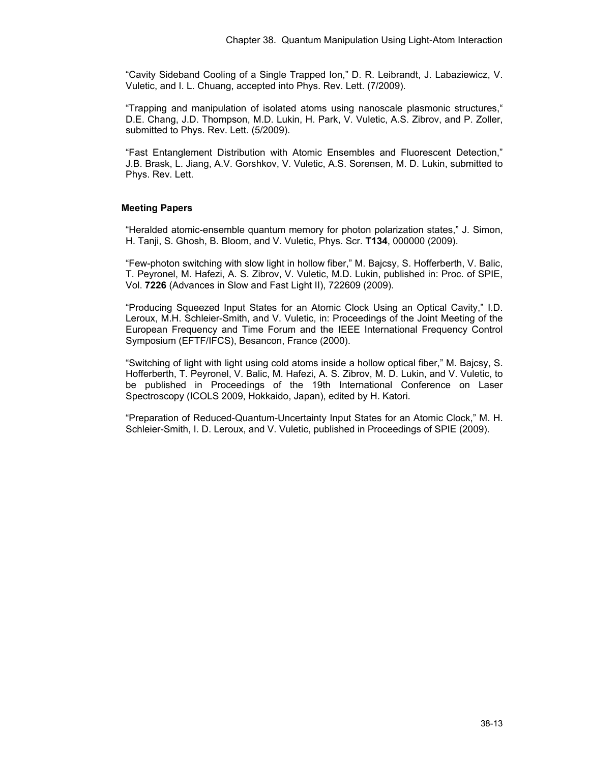“Cavity Sideband Cooling of a Single Trapped Ion,” D. R. Leibrandt, J. Labaziewicz, V. Vuletic, and I. L. Chuang, accepted into Phys. Rev. Lett. (7/2009).

“Trapping and manipulation of isolated atoms using nanoscale plasmonic structures,“ D.E. Chang, J.D. Thompson, M.D. Lukin, H. Park, V. Vuletic, A.S. Zibrov, and P. Zoller, submitted to Phys. Rev. Lett. (5/2009).

“Fast Entanglement Distribution with Atomic Ensembles and Fluorescent Detection,” J.B. Brask, L. Jiang, A.V. Gorshkov, V. Vuletic, A.S. Sorensen, M. D. Lukin, submitted to Phys. Rev. Lett.

**Meeting Papers**

“Heralded atomic-ensemble quantum memory for photon polarization states,” J. Simon, H. Tanji, S. Ghosh, B. Bloom, and V. Vuletic, Phys. Scr. **T134**, 000000 (2009).

“Few-photon switching with slow light in hollow fiber,” M. Bajcsy, S. Hofferberth, V. Balic, T. Peyronel, M. Hafezi, A. S. Zibrov, V. Vuletic, M.D. Lukin, published in: Proc. of SPIE, Vol. **7226** (Advances in Slow and Fast Light II), 722609 (2009).

“Producing Squeezed Input States for an Atomic Clock Using an Optical Cavity,” I.D. Leroux, M.H. Schleier-Smith, and V. Vuletic, in: Proceedings of the Joint Meeting of the European Frequency and Time Forum and the IEEE International Frequency Control Symposium (EFTF/IFCS), Besancon, France (2000).

“Switching of light with light using cold atoms inside a hollow optical fiber,” M. Bajcsy, S. Hofferberth, T. Peyronel, V. Balic, M. Hafezi, A. S. Zibrov, M. D. Lukin, and V. Vuletic, to be published in Proceedings of the 19th International Conference on Laser Spectroscopy (ICOLS 2009, Hokkaido, Japan), edited by H. Katori.

“Preparation of Reduced-Quantum-Uncertainty Input States for an Atomic Clock,” M. H. Schleier-Smith, I. D. Leroux, and V. Vuletic, published in Proceedings of SPIE (2009).